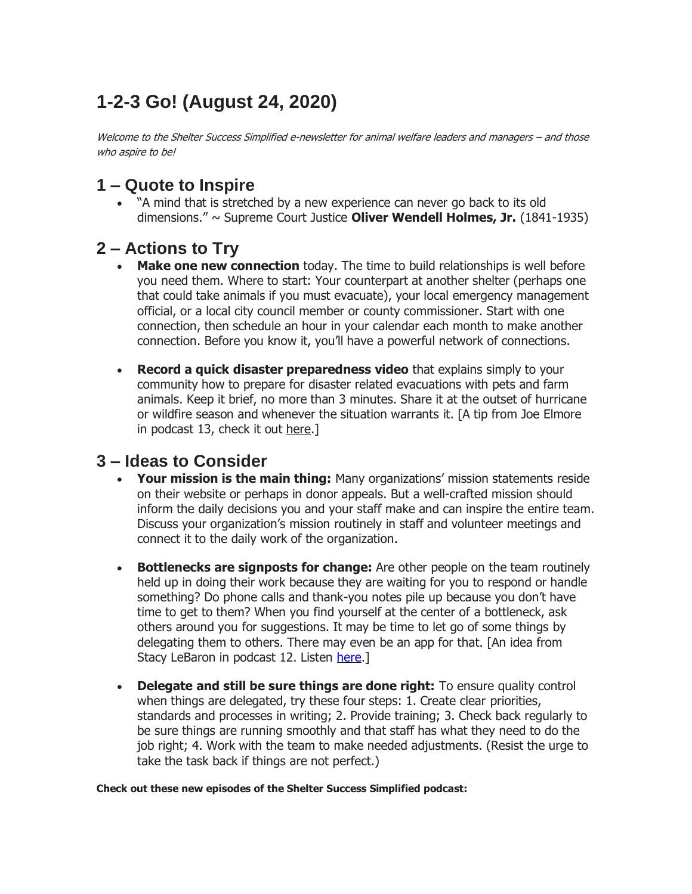# 1-2-3 Go! (August 24, 2020)

*Welcome to the Shelter Success Simplified e-newsletter for animal welfare leaders and managers – and those who aspire to be!*

## 1 – Quote to Inspire

- "A mind that is stretched by a new experience can never go back to its old dimensions." ~ Supreme Court Justice **Oliver Wendell Holmes, Jr.** (1841-1935)

## 2 – Actions to Try

- **Make one new connection** today. The time to build relationships is well before you need them. Where to start: Your counterpart at another shelter (perhaps one that could take animals if you must evacuate), your local emergency management official, or a local city council member or county commissioner. Start with one connection, then schedule an hour in your calendar each month to make another connection. Before you know it, you'll have a powerful network of connections.

- **Record a quick disaster preparedness video** that explains simply to your community how to prepare for disaster related evacuations with pets and farm animals. Keep it brief, no more than 3 minutes. Share it at the outset of hurricane or wildfire season and whenever the situation warrants it. [A tip from Joe Elmore in podcast 13, check it out here.]

## 3 – Ideas to Consider

- **Your mission is the main thing:** Many organizations' mission statements reside on their website or perhaps in donor appeals. But a well-crafted mission should inform the daily decisions you and your staff make and can inspire the entire team. Discuss your organization's mission routinely in staff and volunteer meetings and connect it to the daily work of the organization.

- **Bottlenecks are signposts for change:** Are other people on the team routinely held up in doing their work because they are waiting for you to respond or handle something? Do phone calls and thank-you notes pile up because you don't have time to get to them? When you find yourself at the center of a bottleneck, ask others around you for suggestions. It may be time to let go of some things by delegating them to others. There may even be an app for that. [An idea from Stacy LeBaron in podcast 12. Listen here.]

- **Delegate and still be sure things are done right:** To ensure quality control when things are delegated, try these four steps: 1. Create clear priorities, standards and processes in writing; 2. Provide training; 3. Check back regularly to be sure things are running smoothly and that staff has what they need to do the job right; 4. Work with the team to make needed adjustments. (Resist the urge to take the task back if things are not perfect.)

**Check out these new episodes of the Shelter Success Simplified podcast:**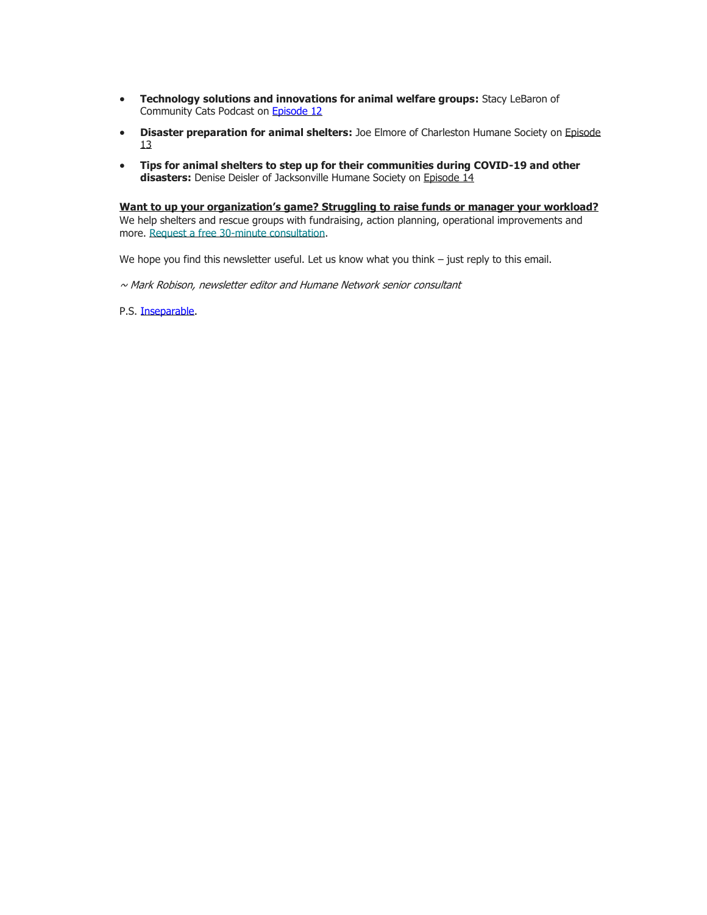- **Technology solutions and innovations for animal welfare groups:** Stacy LeBaron of Community Cats Podcast on Episode 12
- **Disaster preparation for animal shelters:** Joe Elmore of Charleston Humane Society on Episode 13
- **Tips for animal shelters to step up for their communities during COVID-19 and other disasters:** Denise Deisler of Jacksonville Humane Society on Episode 14

**Want to up your organization's game? Struggling to raise funds or manager your workload?**
We help shelters and rescue groups with fundraising, action planning, operational improvements and more. Request a free 30-minute consultation.

We hope you find this newsletter useful. Let us know what you think – just reply to this email.

*~ Mark Robison, newsletter editor and Humane Network senior consultant*

P.S. Inseparable.